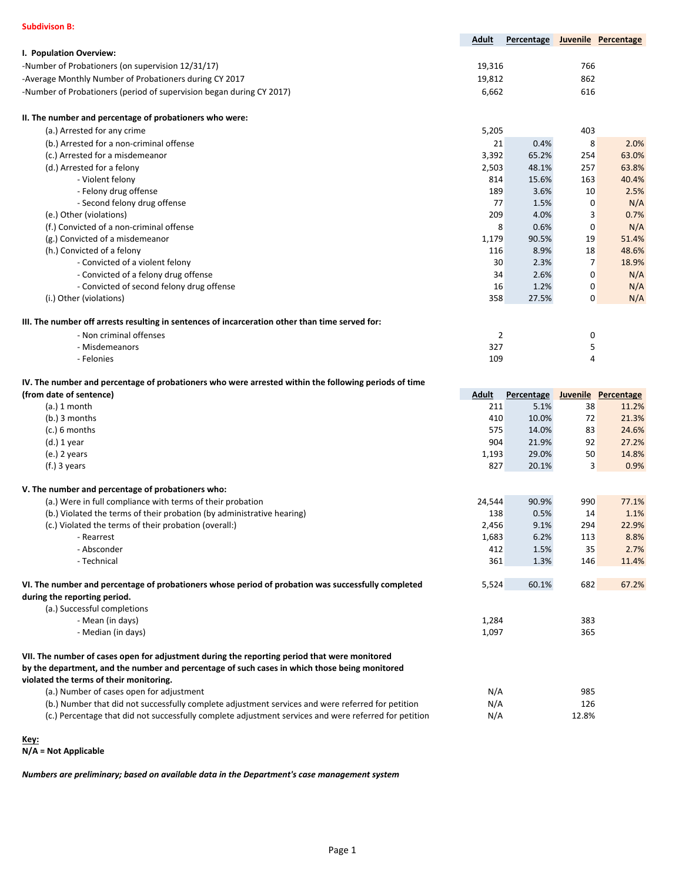**Subdivison B:**

| | Adult | Percentage | Juvenile | Percentage |
|---|---|---|---|---|
| **I. Population Overview:** | | | | |
| -Number of Probationers (on supervision 12/31/17) | 19,316 | | 766 | |
| -Average Monthly Number of Probationers during CY 2017 | 19,812 | | 862 | |
| -Number of Probationers (period of supervision began during CY 2017) | 6,662 | | 616 | |
| **II. The number and percentage of probationers who were:** | | | | |
| (a.) Arrested for any crime | 5,205 | | 403 | |
| (b.) Arrested for a non-criminal offense | 21 | 0.4% | 8 | 2.0% |
| (c.) Arrested for a misdemeanor | 3,392 | 65.2% | 254 | 63.0% |
| (d.) Arrested for a felony | 2,503 | 48.1% | 257 | 63.8% |
| - Violent felony | 814 | 15.6% | 163 | 40.4% |
| - Felony drug offense | 189 | 3.6% | 10 | 2.5% |
| - Second felony drug offense | 77 | 1.5% | 0 | N/A |
| (e.) Other (violations) | 209 | 4.0% | 3 | 0.7% |
| (f.) Convicted of a non-criminal offense | 8 | 0.6% | 0 | N/A |
| (g.) Convicted of a misdemeanor | 1,179 | 90.5% | 19 | 51.4% |
| (h.) Convicted of a felony | 116 | 8.9% | 18 | 48.6% |
| - Convicted of a violent felony | 30 | 2.3% | 7 | 18.9% |
| - Convicted of a felony drug offense | 34 | 2.6% | 0 | N/A |
| - Convicted of second felony drug offense | 16 | 1.2% | 0 | N/A |
| (i.) Other (violations) | 358 | 27.5% | 0 | N/A |
| **III. The number off arrests resulting in sentences of incarceration other than time served for:** | | | | |
| - Non criminal offenses | 2 | | 0 | |
| - Misdemeanors | 327 | | 5 | |
| - Felonies | 109 | | 4 | |

| **IV. The number and percentage of probationers who were arrested within the following periods of time (from date of sentence)** | Adult | Percentage | Juvenile | Percentage |
|---|---|---|---|---|
| (a.) 1 month | 211 | 5.1% | 38 | 11.2% |
| (b.) 3 months | 410 | 10.0% | 72 | 21.3% |
| (c.) 6 months | 575 | 14.0% | 83 | 24.6% |
| (d.) 1 year | 904 | 21.9% | 92 | 27.2% |
| (e.) 2 years | 1,193 | 29.0% | 50 | 14.8% |
| (f.) 3 years | 827 | 20.1% | 3 | 0.9% |
| **V. The number and percentage of probationers who:** | | | | |
| (a.) Were in full compliance with terms of their probation | 24,544 | 90.9% | 990 | 77.1% |
| (b.) Violated the terms of their probation (by administrative hearing) | 138 | 0.5% | 14 | 1.1% |
| (c.) Violated the terms of their probation (overall:) | 2,456 | 9.1% | 294 | 22.9% |
| - Rearrest | 1,683 | 6.2% | 113 | 8.8% |
| - Absconder | 412 | 1.5% | 35 | 2.7% |
| - Technical | 361 | 1.3% | 146 | 11.4% |
| **VI. The number and percentage of probationers whose period of probation was successfully completed during the reporting period.** | 5,524 | 60.1% | 682 | 67.2% |
| (a.) Successful completions | | | | |
| - Mean (in days) | 1,284 | | 383 | |
| - Median (in days) | 1,097 | | 365 | |
| **VII. The number of cases open for adjustment during the reporting period that were monitored by the department, and the number and percentage of such cases in which those being monitored violated the terms of their monitoring.** | | | | |
| (a.) Number of cases open for adjustment | N/A | | 985 | |
| (b.) Number that did not successfully complete adjustment services and were referred for petition | N/A | | 126 | |
| (c.) Percentage that did not successfully complete adjustment services and were referred for petition | N/A | | 12.8% | |

**Key:**
**N/A = Not Applicable**

***Numbers are preliminary; based on available data in the Department's case management system***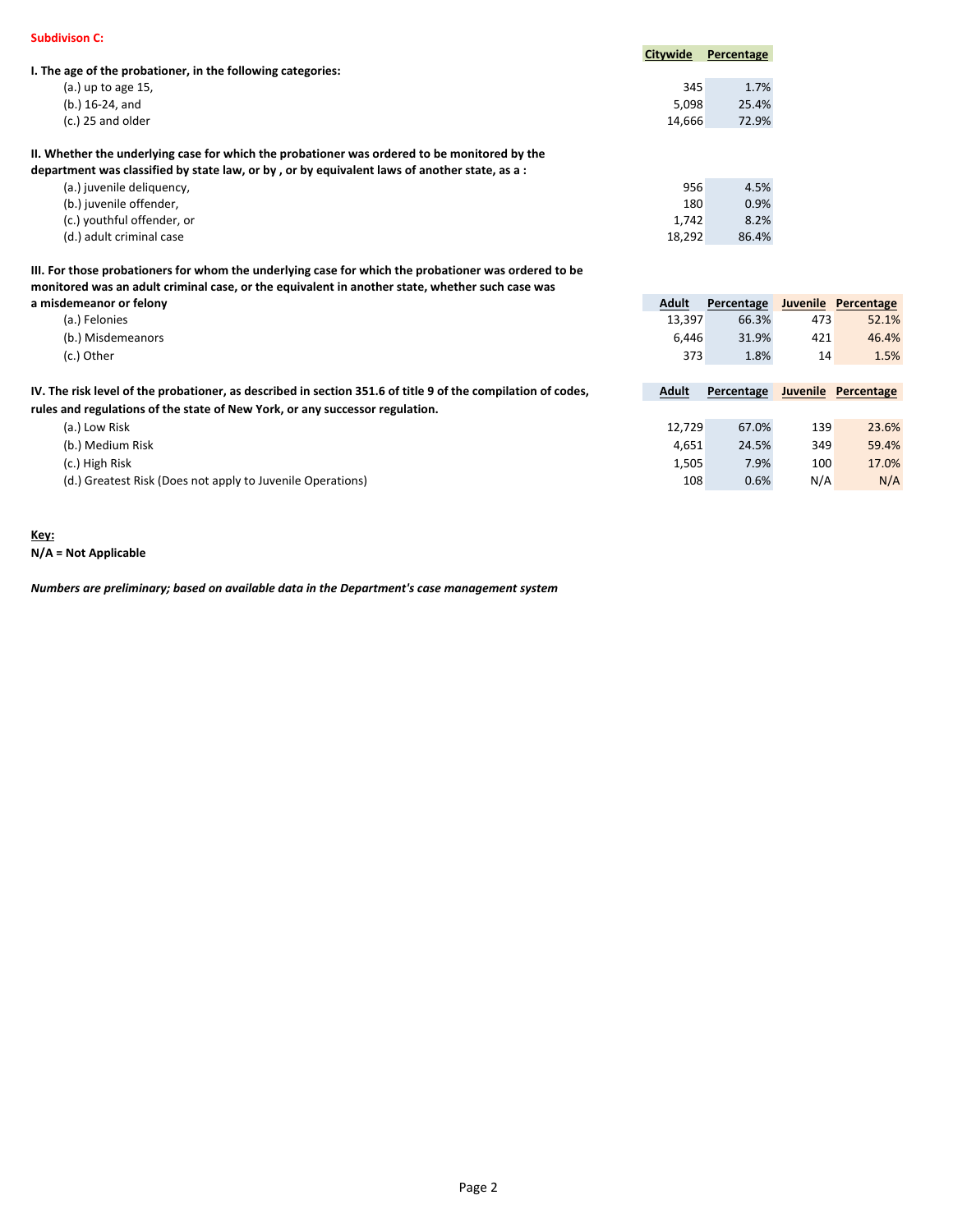**Subdivison C:**

**I. The age of the probationer, in the following categories:**

| | Citywide | Percentage |
|---|---|---|
| (a.) up to age 15, | 345 | 1.7% |
| (b.) 16-24, and | 5,098 | 25.4% |
| (c.) 25 and older | 14,666 | 72.9% |

**II. Whether the underlying case for which the probationer was ordered to be monitored by the department was classified by state law, or by , or by equivalent laws of another state, as a :**

| | Citywide | Percentage |
|---|---|---|
| (a.) juvenile deliquency, | 956 | 4.5% |
| (b.) juvenile offender, | 180 | 0.9% |
| (c.) youthful offender, or | 1,742 | 8.2% |
| (d.) adult criminal case | 18,292 | 86.4% |

**III. For those probationers for whom the underlying case for which the probationer was ordered to be monitored was an adult criminal case, or the equivalent in another state, whether such case was a misdemeanor or felony**

| | Adult | Percentage | Juvenile | Percentage |
|---|---|---|---|---|
| (a.) Felonies | 13,397 | 66.3% | 473 | 52.1% |
| (b.) Misdemeanors | 6,446 | 31.9% | 421 | 46.4% |
| (c.) Other | 373 | 1.8% | 14 | 1.5% |

**IV. The risk level of the probationer, as described in section 351.6 of title 9 of the compilation of codes, rules and regulations of the state of New York, or any successor regulation.**

| | Adult | Percentage | Juvenile | Percentage |
|---|---|---|---|---|
| (a.) Low Risk | 12,729 | 67.0% | 139 | 23.6% |
| (b.) Medium Risk | 4,651 | 24.5% | 349 | 59.4% |
| (c.) High Risk | 1,505 | 7.9% | 100 | 17.0% |
| (d.) Greatest Risk (Does not apply to Juvenile Operations) | 108 | 0.6% | N/A | N/A |

**Key:**
**N/A = Not Applicable**

***Numbers are preliminary; based on available data in the Department's case management system***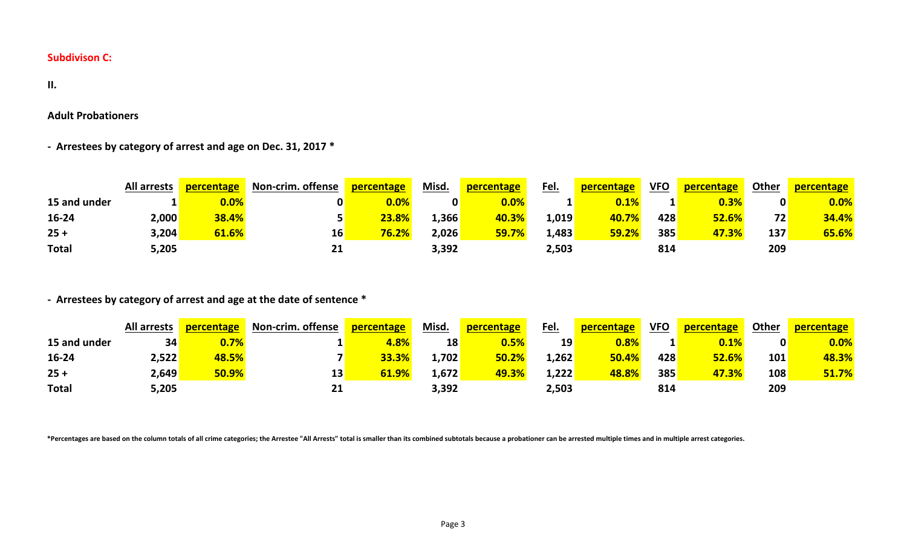**Subdivison C:**

**II.**

**Adult Probationers**

**- Arrestees by category of arrest and age on Dec. 31, 2017 ***

| | All arrests | percentage | Non-crim. offense | percentage | Misd. | percentage | Fel. | percentage | VFO | percentage | Other | percentage |
|---|---|---|---|---|---|---|---|---|---|---|---|---|
| 15 and under | 1 | 0.0% | 0 | 0.0% | 0 | 0.0% | 1 | 0.1% | 1 | 0.3% | 0 | 0.0% |
| 16-24 | 2,000 | 38.4% | 5 | 23.8% | 1,366 | 40.3% | 1,019 | 40.7% | 428 | 52.6% | 72 | 34.4% |
| 25 + | 3,204 | 61.6% | 16 | 76.2% | 2,026 | 59.7% | 1,483 | 59.2% | 385 | 47.3% | 137 | 65.6% |
| Total | 5,205 | | 21 | | 3,392 | | 2,503 | | 814 | | 209 | |

**- Arrestees by category of arrest and age at the date of sentence ***

| | All arrests | percentage | Non-crim. offense | percentage | Misd. | percentage | Fel. | percentage | VFO | percentage | Other | percentage |
|---|---|---|---|---|---|---|---|---|---|---|---|---|
| 15 and under | 34 | 0.7% | 1 | 4.8% | 18 | 0.5% | 19 | 0.8% | 1 | 0.1% | 0 | 0.0% |
| 16-24 | 2,522 | 48.5% | 7 | 33.3% | 1,702 | 50.2% | 1,262 | 50.4% | 428 | 52.6% | 101 | 48.3% |
| 25 + | 2,649 | 50.9% | 13 | 61.9% | 1,672 | 49.3% | 1,222 | 48.8% | 385 | 47.3% | 108 | 51.7% |
| Total | 5,205 | | 21 | | 3,392 | | 2,503 | | 814 | | 209 | |

***Percentages are based on the column totals of all crime categories; the Arrestee "All Arrests" total is smaller than its combined subtotals because a probationer can be arrested multiple times and in multiple arrest categories.**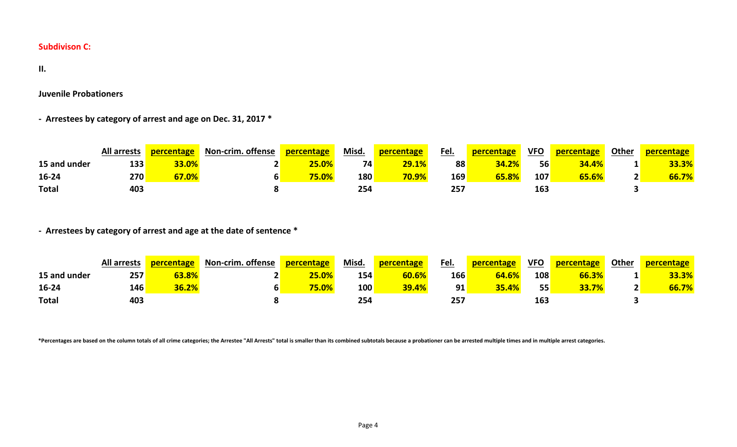**Subdivison C:**

**II.**

**Juvenile Probationers**

**- Arrestees by category of arrest and age on Dec. 31, 2017 ***

| | All arrests | percentage | Non-crim. offense | percentage | Misd. | percentage | Fel. | percentage | VFO | percentage | Other | percentage |
|---|---|---|---|---|---|---|---|---|---|---|---|---|
| **15 and under** | 133 | 33.0% | 2 | 25.0% | 74 | 29.1% | 88 | 34.2% | 56 | 34.4% | 1 | 33.3% |
| **16-24** | 270 | 67.0% | 6 | 75.0% | 180 | 70.9% | 169 | 65.8% | 107 | 65.6% | 2 | 66.7% |
| **Total** | 403 | | 8 | | 254 | | 257 | | 163 | | 3 | |

**- Arrestees by category of arrest and age at the date of sentence ***

| | All arrests | percentage | Non-crim. offense | percentage | Misd. | percentage | Fel. | percentage | VFO | percentage | Other | percentage |
|---|---|---|---|---|---|---|---|---|---|---|---|---|
| **15 and under** | 257 | 63.8% | 2 | 25.0% | 154 | 60.6% | 166 | 64.6% | 108 | 66.3% | 1 | 33.3% |
| **16-24** | 146 | 36.2% | 6 | 75.0% | 100 | 39.4% | 91 | 35.4% | 55 | 33.7% | 2 | 66.7% |
| **Total** | 403 | | 8 | | 254 | | 257 | | 163 | | 3 | |

***Percentages are based on the column totals of all crime categories; the Arrestee "All Arrests" total is smaller than its combined subtotals because a probationer can be arrested multiple times and in multiple arrest categories.**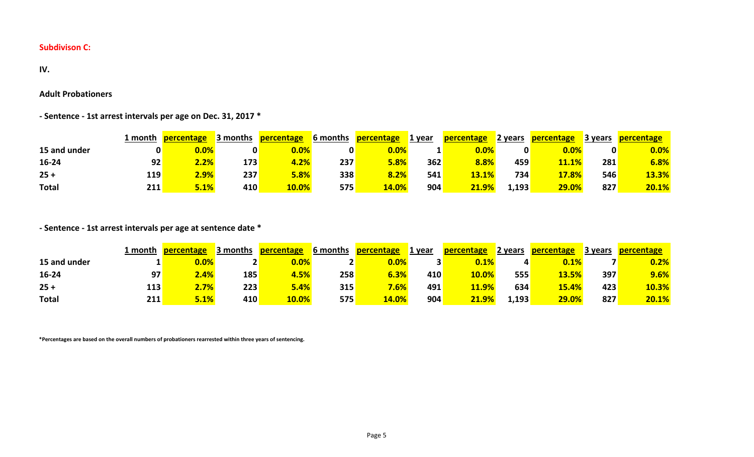**Subdivison C:**

**IV.**

**Adult Probationers**

**- Sentence - 1st arrest intervals per age on Dec. 31, 2017 ***

| | 1 month | percentage | 3 months | percentage | 6 months | percentage | 1 year | percentage | 2 years | percentage | 3 years | percentage |
|---|---|---|---|---|---|---|---|---|---|---|---|---|
| **15 and under** | **0** | **0.0%** | **0** | **0.0%** | **0** | **0.0%** | **1** | **0.0%** | **0** | **0.0%** | **0** | **0.0%** |
| **16-24** | **92** | **2.2%** | **173** | **4.2%** | **237** | **5.8%** | **362** | **8.8%** | **459** | **11.1%** | **281** | **6.8%** |
| **25 +** | **119** | **2.9%** | **237** | **5.8%** | **338** | **8.2%** | **541** | **13.1%** | **734** | **17.8%** | **546** | **13.3%** |
| **Total** | **211** | **5.1%** | **410** | **10.0%** | **575** | **14.0%** | **904** | **21.9%** | **1,193** | **29.0%** | **827** | **20.1%** |

**- Sentence - 1st arrest intervals per age at sentence date ***

| | 1 month | percentage | 3 months | percentage | 6 months | percentage | 1 year | percentage | 2 years | percentage | 3 years | percentage |
|---|---|---|---|---|---|---|---|---|---|---|---|---|
| **15 and under** | **1** | **0.0%** | **2** | **0.0%** | **2** | **0.0%** | **3** | **0.1%** | **4** | **0.1%** | **7** | **0.2%** |
| **16-24** | **97** | **2.4%** | **185** | **4.5%** | **258** | **6.3%** | **410** | **10.0%** | **555** | **13.5%** | **397** | **9.6%** |
| **25 +** | **113** | **2.7%** | **223** | **5.4%** | **315** | **7.6%** | **491** | **11.9%** | **634** | **15.4%** | **423** | **10.3%** |
| **Total** | **211** | **5.1%** | **410** | **10.0%** | **575** | **14.0%** | **904** | **21.9%** | **1,193** | **29.0%** | **827** | **20.1%** |

***Percentages are based on the overall numbers of probationers rearrested within three years of sentencing.**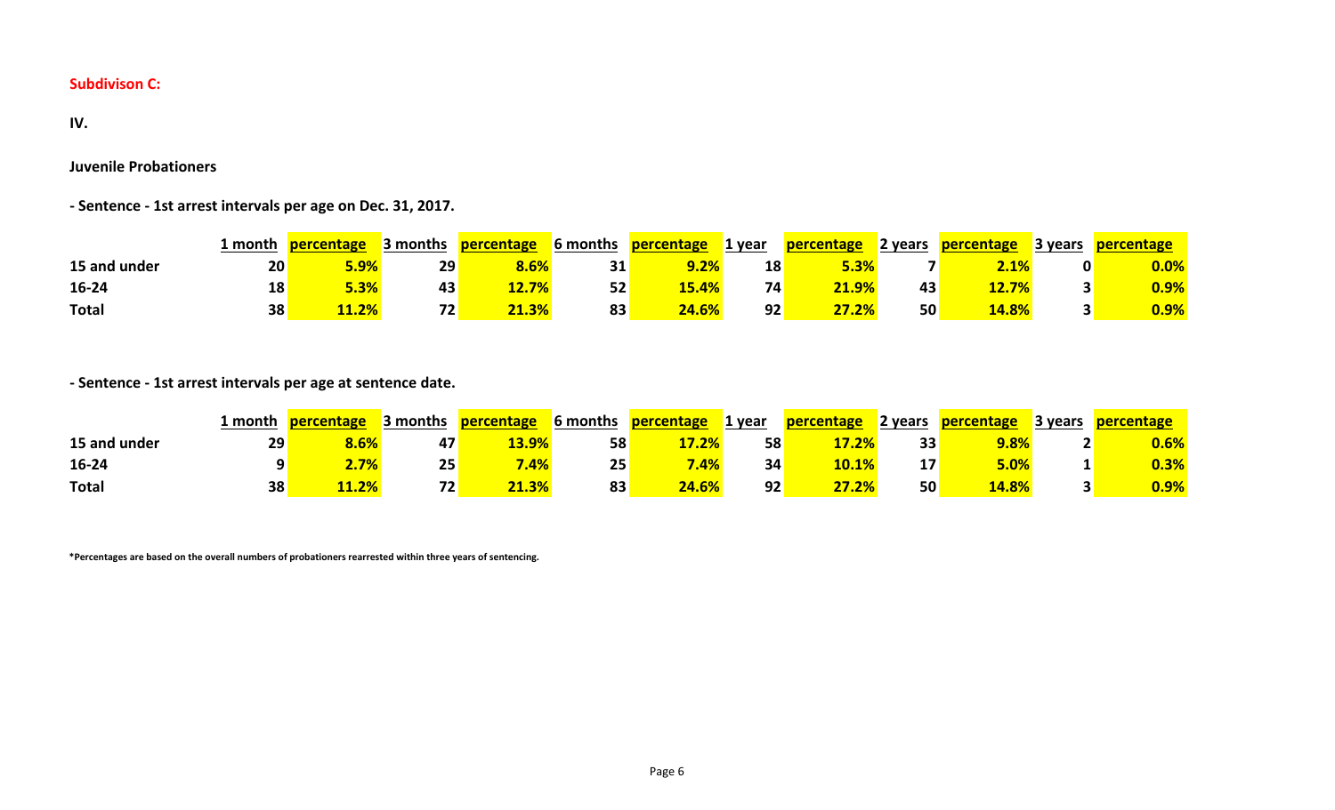**Subdivison C:**

**IV.**

**Juvenile Probationers**

**- Sentence - 1st arrest intervals per age on Dec. 31, 2017.**

| | 1 month | percentage | 3 months | percentage | 6 months | percentage | 1 year | percentage | 2 years | percentage | 3 years | percentage |
|---|---|---|---|---|---|---|---|---|---|---|---|---|
| **15 and under** | **20** | **5.9%** | **29** | **8.6%** | **31** | **9.2%** | **18** | **5.3%** | **7** | **2.1%** | **0** | **0.0%** |
| **16-24** | **18** | **5.3%** | **43** | **12.7%** | **52** | **15.4%** | **74** | **21.9%** | **43** | **12.7%** | **3** | **0.9%** |
| **Total** | **38** | **11.2%** | **72** | **21.3%** | **83** | **24.6%** | **92** | **27.2%** | **50** | **14.8%** | **3** | **0.9%** |

**- Sentence - 1st arrest intervals per age at sentence date.**

| | 1 month | percentage | 3 months | percentage | 6 months | percentage | 1 year | percentage | 2 years | percentage | 3 years | percentage |
|---|---|---|---|---|---|---|---|---|---|---|---|---|
| **15 and under** | **29** | **8.6%** | **47** | **13.9%** | **58** | **17.2%** | **58** | **17.2%** | **33** | **9.8%** | **2** | **0.6%** |
| **16-24** | **9** | **2.7%** | **25** | **7.4%** | **25** | **7.4%** | **34** | **10.1%** | **17** | **5.0%** | **1** | **0.3%** |
| **Total** | **38** | **11.2%** | **72** | **21.3%** | **83** | **24.6%** | **92** | **27.2%** | **50** | **14.8%** | **3** | **0.9%** |

**\*Percentages are based on the overall numbers of probationers rearrested within three years of sentencing.**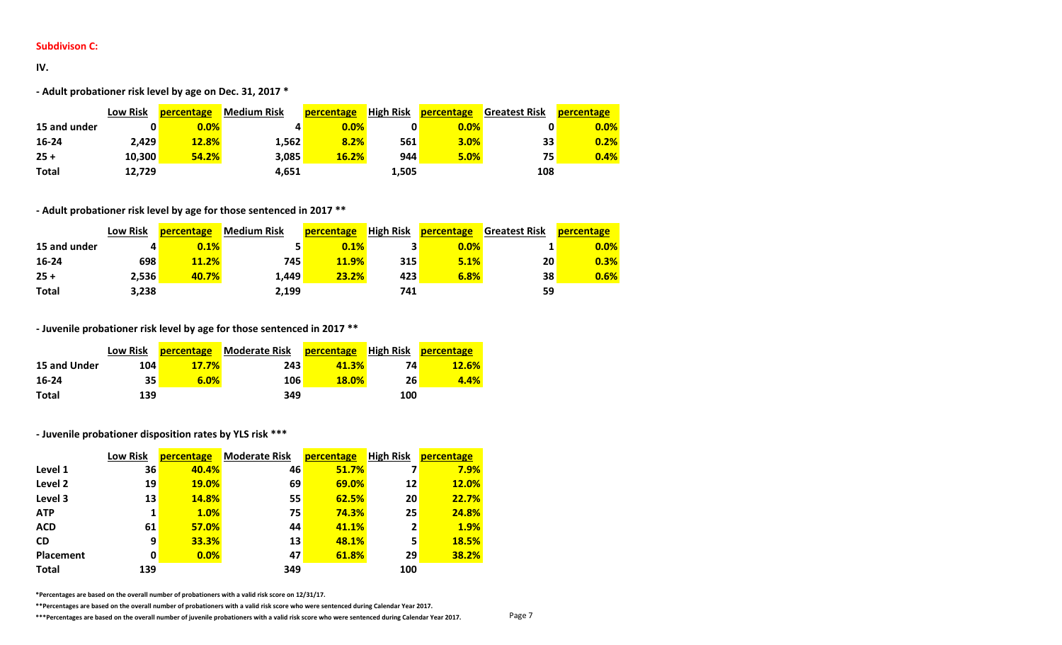**Subdivison C:**

**IV.**

**- Adult probationer risk level by age on Dec. 31, 2017 \***

| | Low Risk | percentage | Medium Risk | percentage | High Risk | percentage | Greatest Risk | percentage |
|---|---|---|---|---|---|---|---|---|
| 15 and under | 0 | 0.0% | 4 | 0.0% | 0 | 0.0% | 0 | 0.0% |
| 16-24 | 2,429 | 12.8% | 1,562 | 8.2% | 561 | 3.0% | 33 | 0.2% |
| 25 + | 10,300 | 54.2% | 3,085 | 16.2% | 944 | 5.0% | 75 | 0.4% |
| Total | 12,729 | | 4,651 | | 1,505 | | 108 | |

**- Adult probationer risk level by age for those sentenced in 2017 \*\***

| | Low Risk | percentage | Medium Risk | percentage | High Risk | percentage | Greatest Risk | percentage |
|---|---|---|---|---|---|---|---|---|
| 15 and under | 4 | 0.1% | 5 | 0.1% | 3 | 0.0% | 1 | 0.0% |
| 16-24 | 698 | 11.2% | 745 | 11.9% | 315 | 5.1% | 20 | 0.3% |
| 25 + | 2,536 | 40.7% | 1,449 | 23.2% | 423 | 6.8% | 38 | 0.6% |
| Total | 3,238 | | 2,199 | | 741 | | 59 | |

**- Juvenile probationer risk level by age for those sentenced in 2017 \*\***

| | Low Risk | percentage | Moderate Risk | percentage | High Risk | percentage |
|---|---|---|---|---|---|---|
| 15 and Under | 104 | 17.7% | 243 | 41.3% | 74 | 12.6% |
| 16-24 | 35 | 6.0% | 106 | 18.0% | 26 | 4.4% |
| Total | 139 | | 349 | | 100 | |

**- Juvenile probationer disposition rates by YLS risk \*\*\***

| | Low Risk | percentage | Moderate Risk | percentage | High Risk | percentage |
|---|---|---|---|---|---|---|
| Level 1 | 36 | 40.4% | 46 | 51.7% | 7 | 7.9% |
| Level 2 | 19 | 19.0% | 69 | 69.0% | 12 | 12.0% |
| Level 3 | 13 | 14.8% | 55 | 62.5% | 20 | 22.7% |
| ATP | 1 | 1.0% | 75 | 74.3% | 25 | 24.8% |
| ACD | 61 | 57.0% | 44 | 41.1% | 2 | 1.9% |
| CD | 9 | 33.3% | 13 | 48.1% | 5 | 18.5% |
| Placement | 0 | 0.0% | 47 | 61.8% | 29 | 38.2% |
| Total | 139 | | 349 | | 100 | |

\*Percentages are based on the overall number of probationers with a valid risk score on 12/31/17.

\*\*Percentages are based on the overall number of probationers with a valid risk score who were sentenced during Calendar Year 2017.

\*\*\*Percentages are based on the overall number of juvenile probationers with a valid risk score who were sentenced during Calendar Year 2017.